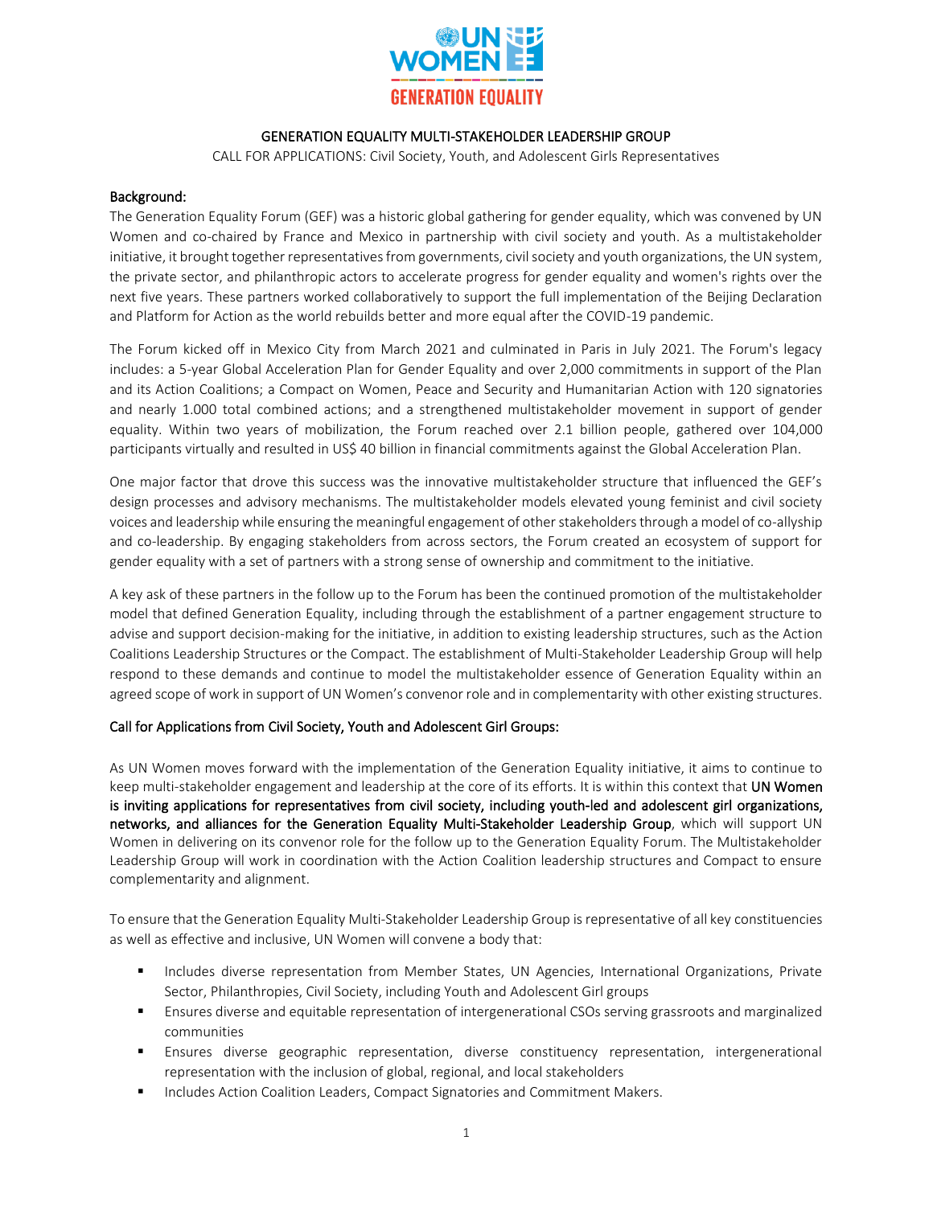# GENERATION EQUALITY MULTI-STAKEHOLDER LEADERSHIP GROUP

CALL FOR APPLICATIONS: Civil Society, Youth, and Adolescent Girls Representatives

## Background:

The Generation Equality Forum (GEF) was a historic global gathering for gender equality, which was convened by UN Women and co-chaired by France and Mexico in partnership with civil society and youth. As a multistakeholder initiative, it brought together representatives from governments, civil society and youth organizations, the UN system, the private sector, and philanthropic actors to accelerate progress for gender equality and women's rights over the next five years. These partners worked collaboratively to support the full implementation of the Beijing Declaration and Platform for Action as the world rebuilds better and more equal after the COVID-19 pandemic.

The Forum kicked off in Mexico City from March 2021 and culminated in Paris in July 2021. The Forum's legacy includes: a 5-year Global Acceleration Plan for Gender Equality and over 2,000 commitments in support of the Plan and its Action Coalitions; a Compact on Women, Peace and Security and Humanitarian Action with 120 signatories and nearly 1.000 total combined actions; and a strengthened multistakeholder movement in support of gender equality. Within two years of mobilization, the Forum reached over 2.1 billion people, gathered over 104,000 participants virtually and resulted in US$ 40 billion in financial commitments against the Global Acceleration Plan.

One major factor that drove this success was the innovative multistakeholder structure that influenced the GEF's design processes and advisory mechanisms. The multistakeholder models elevated young feminist and civil society voices and leadership while ensuring the meaningful engagement of other stakeholders through a model of co-allyship and co-leadership. By engaging stakeholders from across sectors, the Forum created an ecosystem of support for gender equality with a set of partners with a strong sense of ownership and commitment to the initiative.

A key ask of these partners in the follow up to the Forum has been the continued promotion of the multistakeholder model that defined Generation Equality, including through the establishment of a partner engagement structure to advise and support decision-making for the initiative, in addition to existing leadership structures, such as the Action Coalitions Leadership Structures or the Compact. The establishment of Multi-Stakeholder Leadership Group will help respond to these demands and continue to model the multistakeholder essence of Generation Equality within an agreed scope of work in support of UN Women's convenor role and in complementarity with other existing structures.

## Call for Applications from Civil Society, Youth and Adolescent Girl Groups:

As UN Women moves forward with the implementation of the Generation Equality initiative, it aims to continue to keep multi-stakeholder engagement and leadership at the core of its efforts. It is within this context that **UN Women is inviting applications for representatives from civil society, including youth-led and adolescent girl organizations, networks, and alliances for the Generation Equality Multi-Stakeholder Leadership Group**, which will support UN Women in delivering on its convenor role for the follow up to the Generation Equality Forum. The Multistakeholder Leadership Group will work in coordination with the Action Coalition leadership structures and Compact to ensure complementarity and alignment.

To ensure that the Generation Equality Multi-Stakeholder Leadership Group is representative of all key constituencies as well as effective and inclusive, UN Women will convene a body that:

- Includes diverse representation from Member States, UN Agencies, International Organizations, Private Sector, Philanthropies, Civil Society, including Youth and Adolescent Girl groups
- Ensures diverse and equitable representation of intergenerational CSOs serving grassroots and marginalized communities
- Ensures diverse geographic representation, diverse constituency representation, intergenerational representation with the inclusion of global, regional, and local stakeholders
- Includes Action Coalition Leaders, Compact Signatories and Commitment Makers.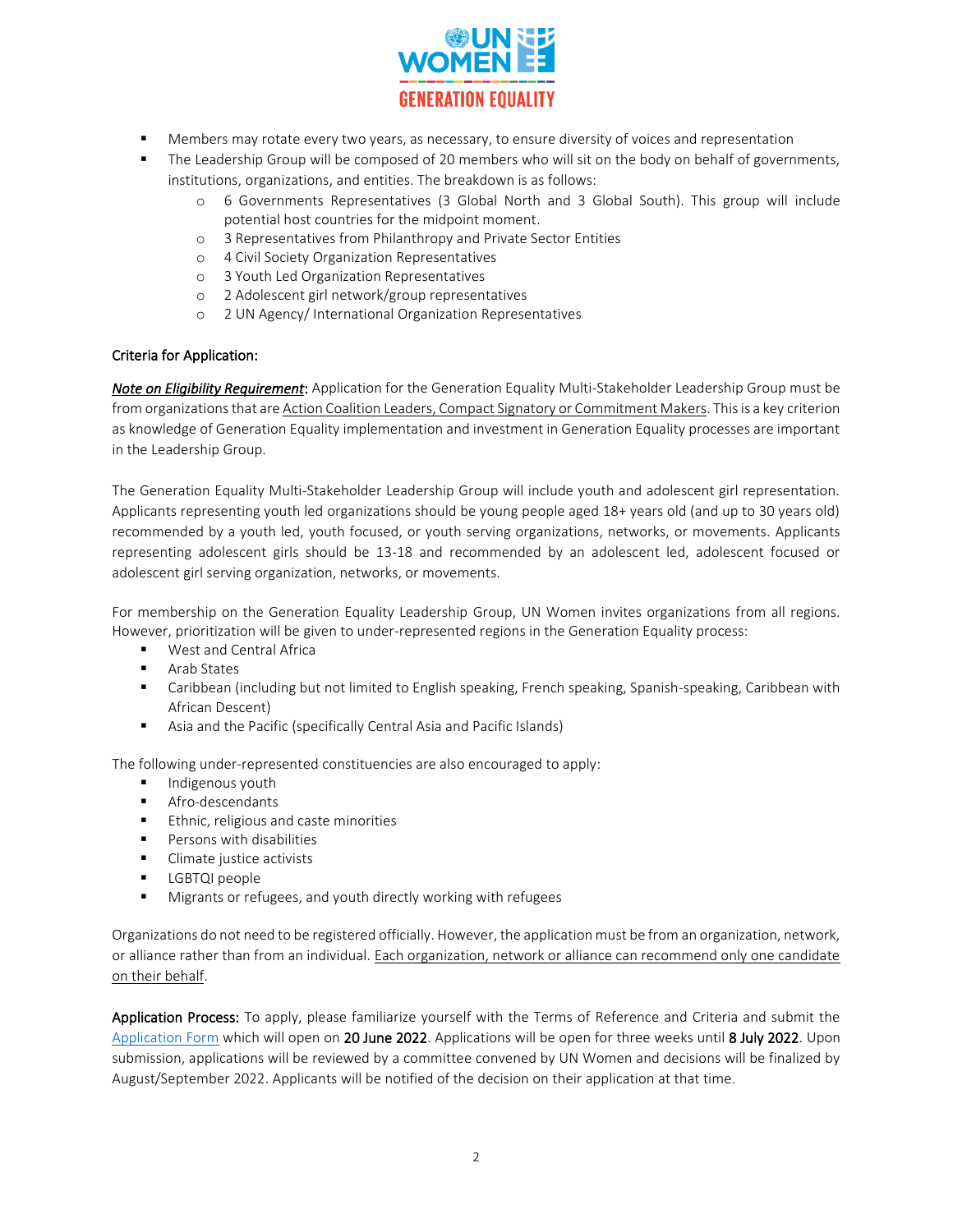- Members may rotate every two years, as necessary, to ensure diversity of voices and representation
- The Leadership Group will be composed of 20 members who will sit on the body on behalf of governments, institutions, organizations, and entities. The breakdown is as follows:
    - 6 Governments Representatives (3 Global North and 3 Global South). This group will include potential host countries for the midpoint moment.
    - 3 Representatives from Philanthropy and Private Sector Entities
    - 4 Civil Society Organization Representatives
    - 3 Youth Led Organization Representatives
    - 2 Adolescent girl network/group representatives
    - 2 UN Agency/ International Organization Representatives

## Criteria for Application:

***Note on Eligibility Requirement***: Application for the Generation Equality Multi-Stakeholder Leadership Group must be from organizations that are Action Coalition Leaders, Compact Signatory or Commitment Makers. This is a key criterion as knowledge of Generation Equality implementation and investment in Generation Equality processes are important in the Leadership Group.

The Generation Equality Multi-Stakeholder Leadership Group will include youth and adolescent girl representation. Applicants representing youth led organizations should be young people aged 18+ years old (and up to 30 years old) recommended by a youth led, youth focused, or youth serving organizations, networks, or movements. Applicants representing adolescent girls should be 13-18 and recommended by an adolescent led, adolescent focused or adolescent girl serving organization, networks, or movements.

For membership on the Generation Equality Leadership Group, UN Women invites organizations from all regions. However, prioritization will be given to under-represented regions in the Generation Equality process:

- West and Central Africa
- Arab States
- Caribbean (including but not limited to English speaking, French speaking, Spanish-speaking, Caribbean with African Descent)
- Asia and the Pacific (specifically Central Asia and Pacific Islands)

The following under-represented constituencies are also encouraged to apply:

- Indigenous youth
- Afro-descendants
- Ethnic, religious and caste minorities
- Persons with disabilities
- Climate justice activists
- LGBTQI people
- Migrants or refugees, and youth directly working with refugees

Organizations do not need to be registered officially. However, the application must be from an organization, network, or alliance rather than from an individual. Each organization, network or alliance can recommend only one candidate on their behalf.

**Application Process:** To apply, please familiarize yourself with the Terms of Reference and Criteria and submit the Application Form which will open on **20 June 2022**. Applications will be open for three weeks until **8 July 2022**. Upon submission, applications will be reviewed by a committee convened by UN Women and decisions will be finalized by August/September 2022. Applicants will be notified of the decision on their application at that time.